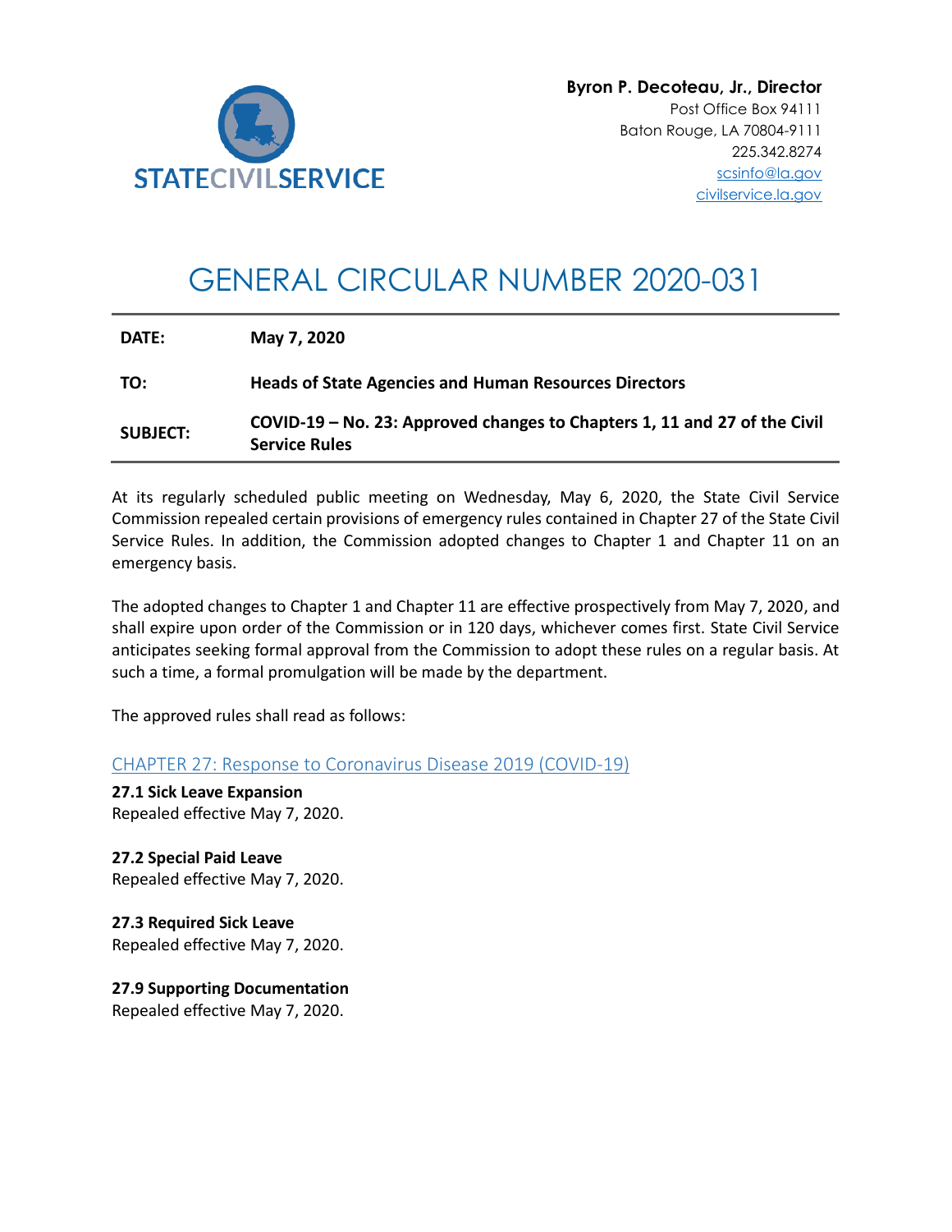STATE CIVIL SERVICE

**Byron P. Decoteau, Jr., Director**
Post Office Box 94111
Baton Rouge, LA 70804-9111
225.342.8274
scsinfo@la.gov
civilservice.la.gov

# GENERAL CIRCULAR NUMBER 2020-031

**DATE:** **May 7, 2020**

**TO:** **Heads of State Agencies and Human Resources Directors**

**SUBJECT:** **COVID-19 – No. 23: Approved changes to Chapters 1, 11 and 27 of the Civil Service Rules**

At its regularly scheduled public meeting on Wednesday, May 6, 2020, the State Civil Service Commission repealed certain provisions of emergency rules contained in Chapter 27 of the State Civil Service Rules. In addition, the Commission adopted changes to Chapter 1 and Chapter 11 on an emergency basis.

The adopted changes to Chapter 1 and Chapter 11 are effective prospectively from May 7, 2020, and shall expire upon order of the Commission or in 120 days, whichever comes first. State Civil Service anticipates seeking formal approval from the Commission to adopt these rules on a regular basis. At such a time, a formal promulgation will be made by the department.

The approved rules shall read as follows:

## CHAPTER 27: Response to Coronavirus Disease 2019 (COVID-19)

**27.1 Sick Leave Expansion**
Repealed effective May 7, 2020.

**27.2 Special Paid Leave**
Repealed effective May 7, 2020.

**27.3 Required Sick Leave**
Repealed effective May 7, 2020.

**27.9 Supporting Documentation**
Repealed effective May 7, 2020.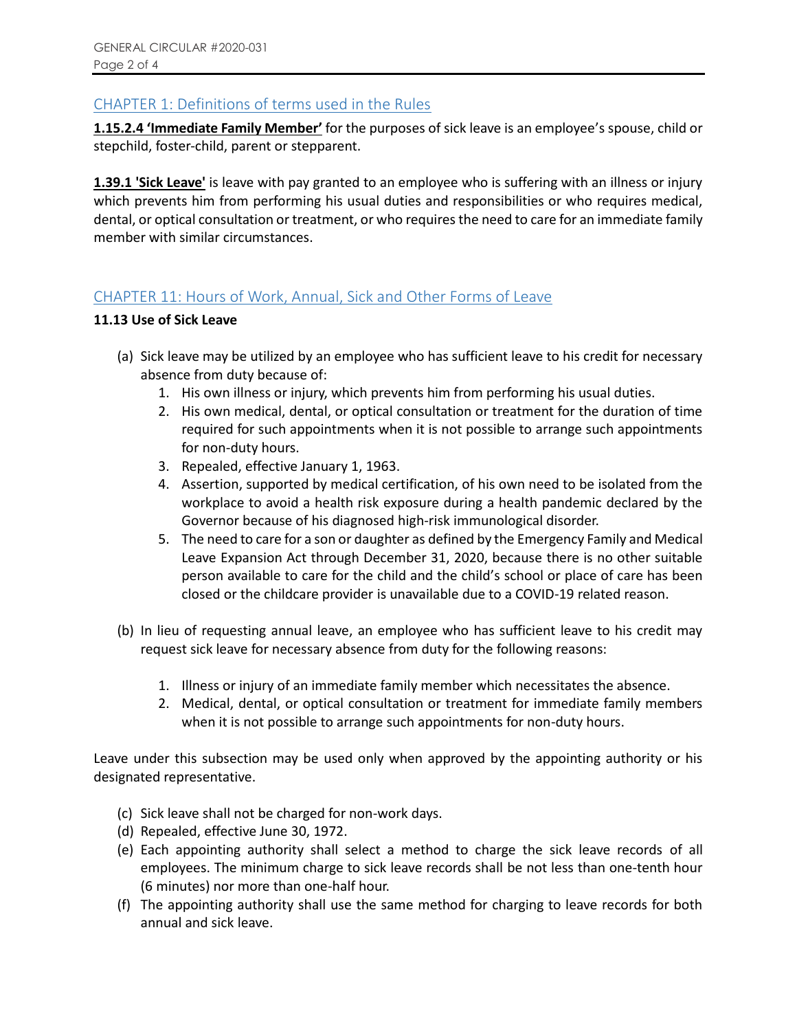## CHAPTER 1: Definitions of terms used in the Rules

**1.15.2.4 'Immediate Family Member'** for the purposes of sick leave is an employee's spouse, child or stepchild, foster-child, parent or stepparent.

**1.39.1 'Sick Leave'** is leave with pay granted to an employee who is suffering with an illness or injury which prevents him from performing his usual duties and responsibilities or who requires medical, dental, or optical consultation or treatment, or who requires the need to care for an immediate family member with similar circumstances.

## CHAPTER 11: Hours of Work, Annual, Sick and Other Forms of Leave

**11.13 Use of Sick Leave**

(a) Sick leave may be utilized by an employee who has sufficient leave to his credit for necessary absence from duty because of:

1. His own illness or injury, which prevents him from performing his usual duties.
2. His own medical, dental, or optical consultation or treatment for the duration of time required for such appointments when it is not possible to arrange such appointments for non-duty hours.
3. Repealed, effective January 1, 1963.
4. Assertion, supported by medical certification, of his own need to be isolated from the workplace to avoid a health risk exposure during a health pandemic declared by the Governor because of his diagnosed high-risk immunological disorder.
5. The need to care for a son or daughter as defined by the Emergency Family and Medical Leave Expansion Act through December 31, 2020, because there is no other suitable person available to care for the child and the child's school or place of care has been closed or the childcare provider is unavailable due to a COVID-19 related reason.

(b) In lieu of requesting annual leave, an employee who has sufficient leave to his credit may request sick leave for necessary absence from duty for the following reasons:

1. Illness or injury of an immediate family member which necessitates the absence.
2. Medical, dental, or optical consultation or treatment for immediate family members when it is not possible to arrange such appointments for non-duty hours.

Leave under this subsection may be used only when approved by the appointing authority or his designated representative.

(c) Sick leave shall not be charged for non-work days.

(d) Repealed, effective June 30, 1972.

(e) Each appointing authority shall select a method to charge the sick leave records of all employees. The minimum charge to sick leave records shall be not less than one-tenth hour (6 minutes) nor more than one-half hour.

(f) The appointing authority shall use the same method for charging to leave records for both annual and sick leave.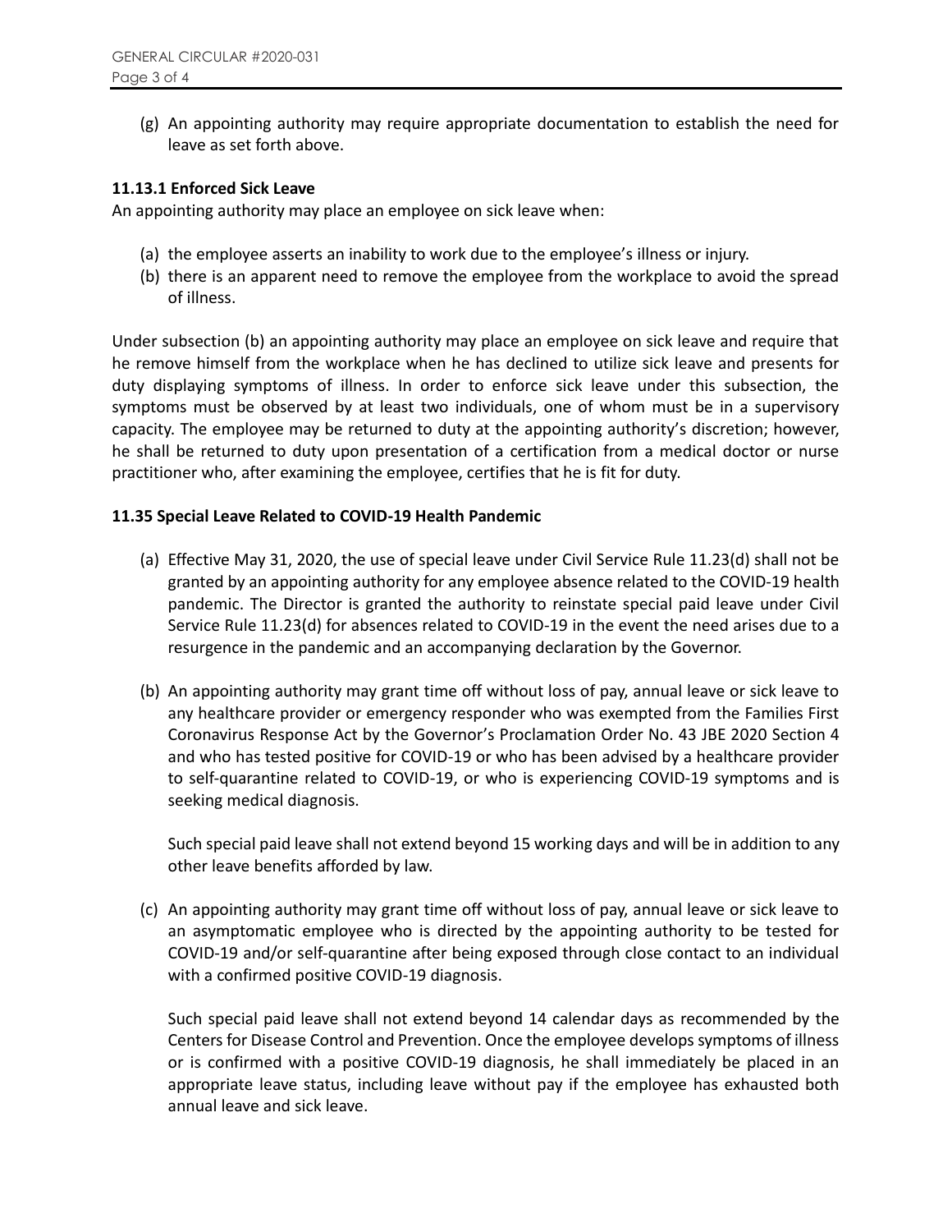(g) An appointing authority may require appropriate documentation to establish the need for leave as set forth above.

**11.13.1 Enforced Sick Leave**

An appointing authority may place an employee on sick leave when:

(a) the employee asserts an inability to work due to the employee's illness or injury.

(b) there is an apparent need to remove the employee from the workplace to avoid the spread of illness.

Under subsection (b) an appointing authority may place an employee on sick leave and require that he remove himself from the workplace when he has declined to utilize sick leave and presents for duty displaying symptoms of illness. In order to enforce sick leave under this subsection, the symptoms must be observed by at least two individuals, one of whom must be in a supervisory capacity. The employee may be returned to duty at the appointing authority's discretion; however, he shall be returned to duty upon presentation of a certification from a medical doctor or nurse practitioner who, after examining the employee, certifies that he is fit for duty.

**11.35 Special Leave Related to COVID-19 Health Pandemic**

(a) Effective May 31, 2020, the use of special leave under Civil Service Rule 11.23(d) shall not be granted by an appointing authority for any employee absence related to the COVID-19 health pandemic. The Director is granted the authority to reinstate special paid leave under Civil Service Rule 11.23(d) for absences related to COVID-19 in the event the need arises due to a resurgence in the pandemic and an accompanying declaration by the Governor.

(b) An appointing authority may grant time off without loss of pay, annual leave or sick leave to any healthcare provider or emergency responder who was exempted from the Families First Coronavirus Response Act by the Governor's Proclamation Order No. 43 JBE 2020 Section 4 and who has tested positive for COVID-19 or who has been advised by a healthcare provider to self-quarantine related to COVID-19, or who is experiencing COVID-19 symptoms and is seeking medical diagnosis.

Such special paid leave shall not extend beyond 15 working days and will be in addition to any other leave benefits afforded by law.

(c) An appointing authority may grant time off without loss of pay, annual leave or sick leave to an asymptomatic employee who is directed by the appointing authority to be tested for COVID-19 and/or self-quarantine after being exposed through close contact to an individual with a confirmed positive COVID-19 diagnosis.

Such special paid leave shall not extend beyond 14 calendar days as recommended by the Centers for Disease Control and Prevention. Once the employee develops symptoms of illness or is confirmed with a positive COVID-19 diagnosis, he shall immediately be placed in an appropriate leave status, including leave without pay if the employee has exhausted both annual leave and sick leave.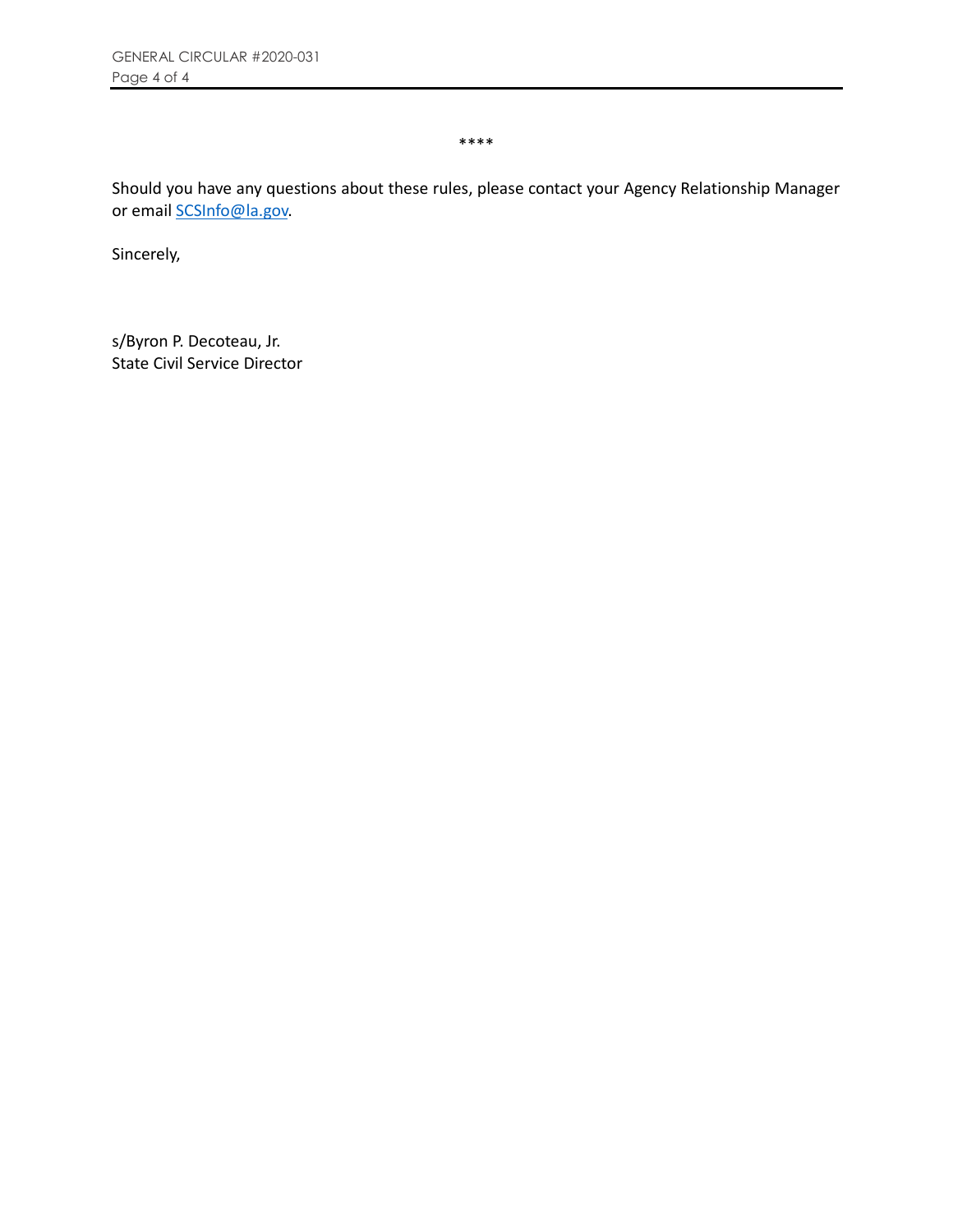****

Should you have any questions about these rules, please contact your Agency Relationship Manager or email SCSInfo@la.gov.

Sincerely,

s/Byron P. Decoteau, Jr.
State Civil Service Director